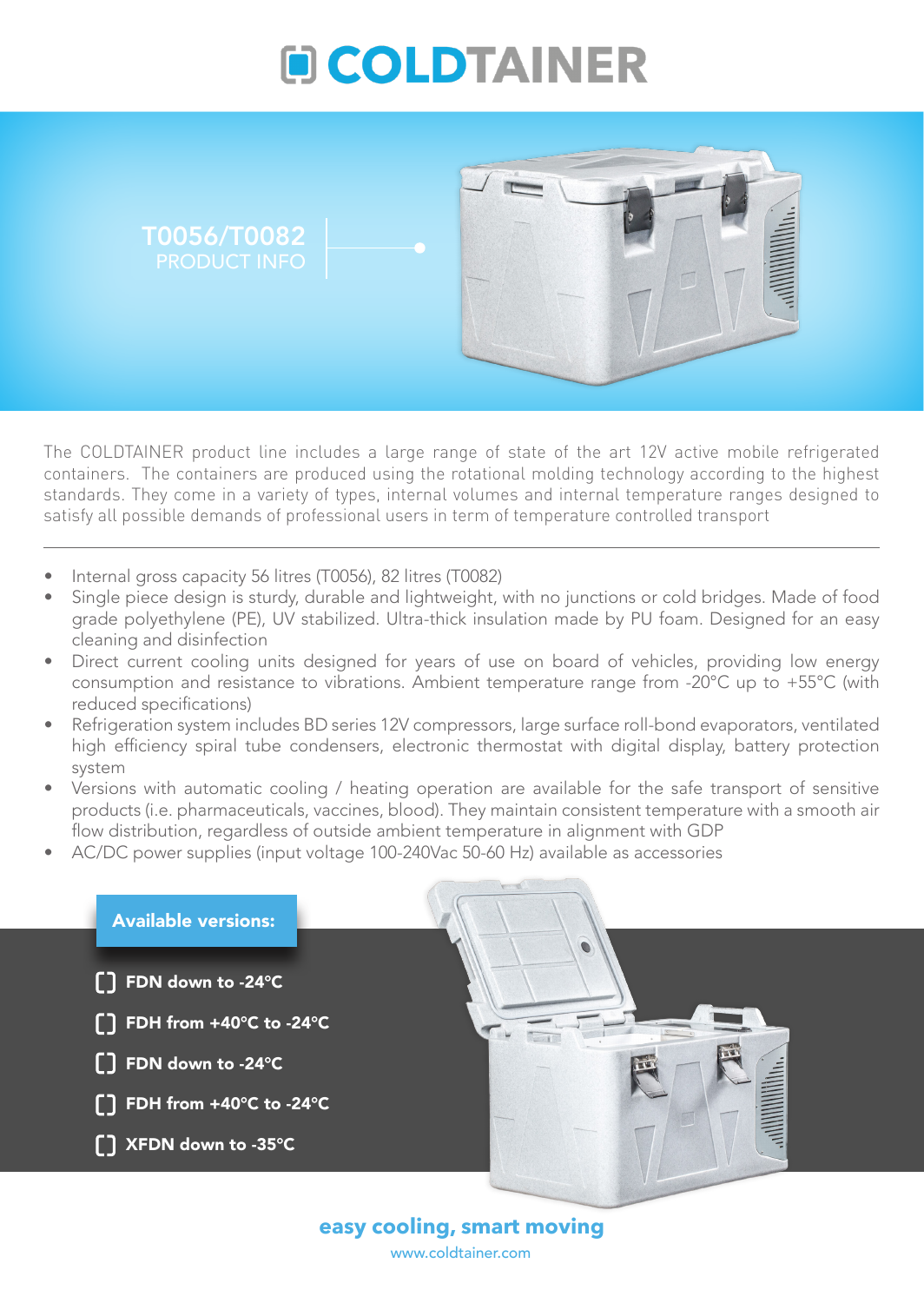# COLDTAINER

## T0056/T0082
PRODUCT INFO

The COLDTAINER product line includes a large range of state of the art 12V active mobile refrigerated containers. The containers are produced using the rotational molding technology according to the highest standards. They come in a variety of types, internal volumes and internal temperature ranges designed to satisfy all possible demands of professional users in term of temperature controlled transport

- Internal gross capacity 56 litres (T0056), 82 litres (T0082)
- Single piece design is sturdy, durable and lightweight, with no junctions or cold bridges. Made of food grade polyethylene (PE), UV stabilized. Ultra-thick insulation made by PU foam. Designed for an easy cleaning and disinfection
- Direct current cooling units designed for years of use on board of vehicles, providing low energy consumption and resistance to vibrations. Ambient temperature range from -20°C up to +55°C (with reduced specifications)
- Refrigeration system includes BD series 12V compressors, large surface roll-bond evaporators, ventilated high efficiency spiral tube condensers, electronic thermostat with digital display, battery protection system
- Versions with automatic cooling / heating operation are available for the safe transport of sensitive products (i.e. pharmaceuticals, vaccines, blood). They maintain consistent temperature with a smooth air flow distribution, regardless of outside ambient temperature in alignment with GDP
- AC/DC power supplies (input voltage 100-240Vac 50-60 Hz) available as accessories

**Available versions:**

- **FDN down to -24°C**
- **FDH from +40°C to -24°C**
- **FDN down to -24°C**
- **FDH from +40°C to -24°C**
- **XFDN down to -35°C**

**easy cooling, smart moving**

www.coldtainer.com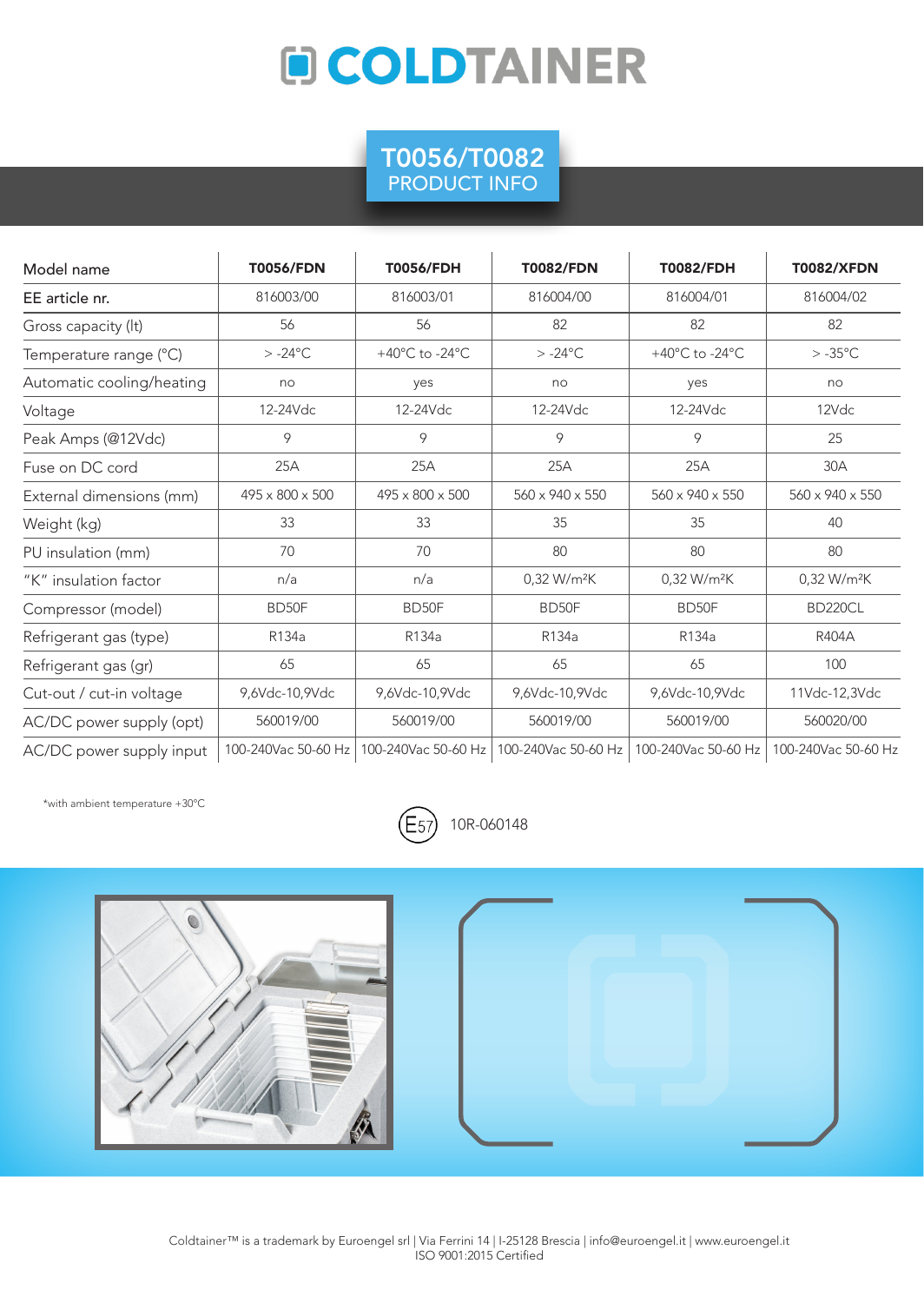# COLDTAINER

## T0056/T0082
## PRODUCT INFO

| Model name | T0056/FDN | T0056/FDH | T0082/FDN | T0082/FDH | T0082/XFDN |
|---|---|---|---|---|---|
| EE article nr. | 816003/00 | 816003/01 | 816004/00 | 816004/01 | 816004/02 |
| Gross capacity (lt) | 56 | 56 | 82 | 82 | 82 |
| Temperature range (°C) | > -24°C | +40°C to -24°C | > -24°C | +40°C to -24°C | > -35°C |
| Automatic cooling/heating | no | yes | no | yes | no |
| Voltage | 12-24Vdc | 12-24Vdc | 12-24Vdc | 12-24Vdc | 12Vdc |
| Peak Amps (@12Vdc) | 9 | 9 | 9 | 9 | 25 |
| Fuse on DC cord | 25A | 25A | 25A | 25A | 30A |
| External dimensions (mm) | 495 x 800 x 500 | 495 x 800 x 500 | 560 x 940 x 550 | 560 x 940 x 550 | 560 x 940 x 550 |
| Weight (kg) | 33 | 33 | 35 | 35 | 40 |
| PU insulation (mm) | 70 | 70 | 80 | 80 | 80 |
| "K" insulation factor | n/a | n/a | 0,32 W/m²K | 0,32 W/m²K | 0,32 W/m²K |
| Compressor (model) | BD50F | BD50F | BD50F | BD50F | BD220CL |
| Refrigerant gas (type) | R134a | R134a | R134a | R134a | R404A |
| Refrigerant gas (gr) | 65 | 65 | 65 | 65 | 100 |
| Cut-out / cut-in voltage | 9,6Vdc-10,9Vdc | 9,6Vdc-10,9Vdc | 9,6Vdc-10,9Vdc | 9,6Vdc-10,9Vdc | 11Vdc-12,3Vdc |
| AC/DC power supply (opt) | 560019/00 | 560019/00 | 560019/00 | 560019/00 | 560020/00 |
| AC/DC power supply input | 100-240Vac 50-60 Hz | 100-240Vac 50-60 Hz | 100-240Vac 50-60 Hz | 100-240Vac 50-60 Hz | 100-240Vac 50-60 Hz |

*with ambient temperature +30°C

E57 10R-060148

Coldtainer™ is a trademark by Euroengel srl | Via Ferrini 14 | I-25128 Brescia | info@euroengel.it | www.euroengel.it
ISO 9001:2015 Certified